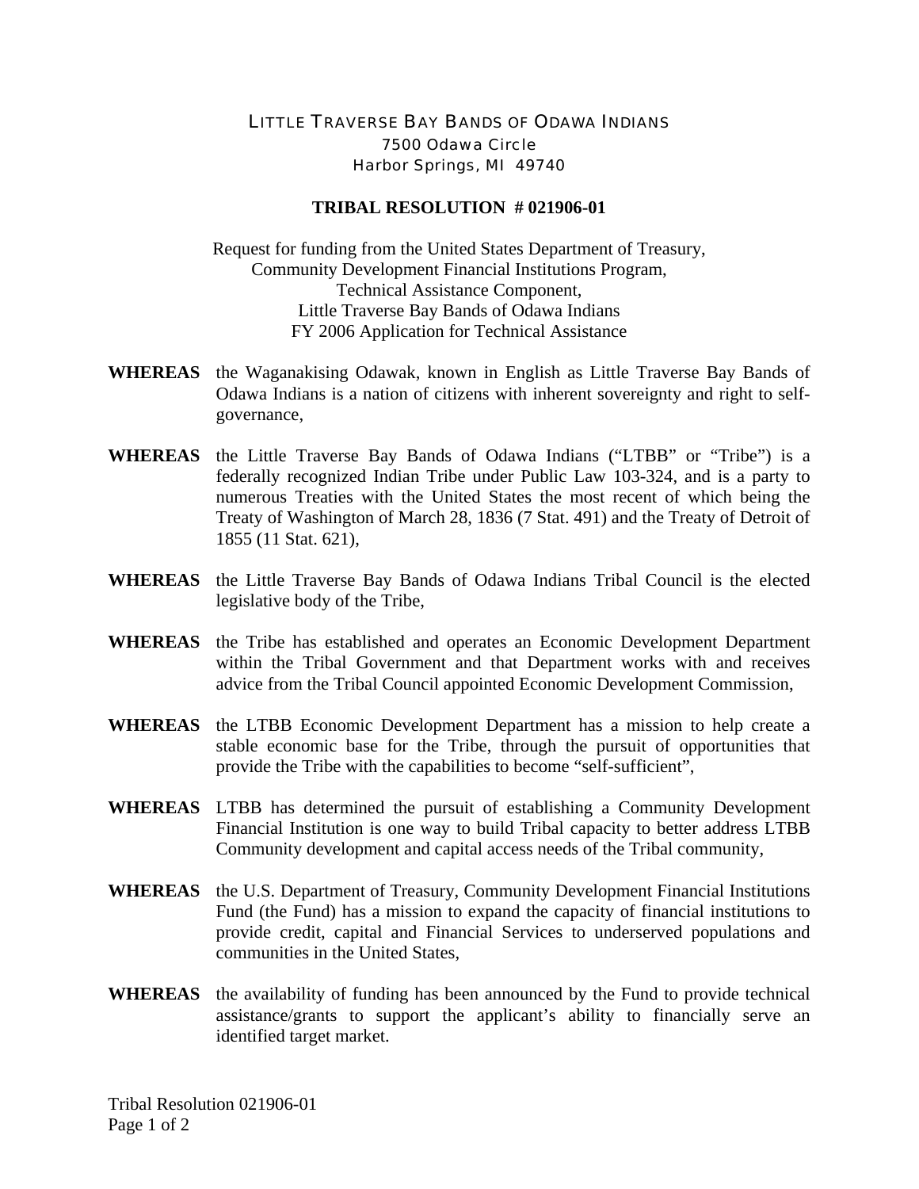LITTLE TRAVERSE BAY BANDS OF ODAWA INDIANS
7500 Odawa Circle
Harbor Springs, MI 49740

**TRIBAL RESOLUTION # 021906-01**

Request for funding from the United States Department of Treasury,
Community Development Financial Institutions Program,
Technical Assistance Component,
Little Traverse Bay Bands of Odawa Indians
FY 2006 Application for Technical Assistance

**WHEREAS** the Waganakising Odawak, known in English as Little Traverse Bay Bands of Odawa Indians is a nation of citizens with inherent sovereignty and right to self-governance,

**WHEREAS** the Little Traverse Bay Bands of Odawa Indians ("LTBB" or "Tribe") is a federally recognized Indian Tribe under Public Law 103-324, and is a party to numerous Treaties with the United States the most recent of which being the Treaty of Washington of March 28, 1836 (7 Stat. 491) and the Treaty of Detroit of 1855 (11 Stat. 621),

**WHEREAS** the Little Traverse Bay Bands of Odawa Indians Tribal Council is the elected legislative body of the Tribe,

**WHEREAS** the Tribe has established and operates an Economic Development Department within the Tribal Government and that Department works with and receives advice from the Tribal Council appointed Economic Development Commission,

**WHEREAS** the LTBB Economic Development Department has a mission to help create a stable economic base for the Tribe, through the pursuit of opportunities that provide the Tribe with the capabilities to become "self-sufficient",

**WHEREAS** LTBB has determined the pursuit of establishing a Community Development Financial Institution is one way to build Tribal capacity to better address LTBB Community development and capital access needs of the Tribal community,

**WHEREAS** the U.S. Department of Treasury, Community Development Financial Institutions Fund (the Fund) has a mission to expand the capacity of financial institutions to provide credit, capital and Financial Services to underserved populations and communities in the United States,

**WHEREAS** the availability of funding has been announced by the Fund to provide technical assistance/grants to support the applicant's ability to financially serve an identified target market.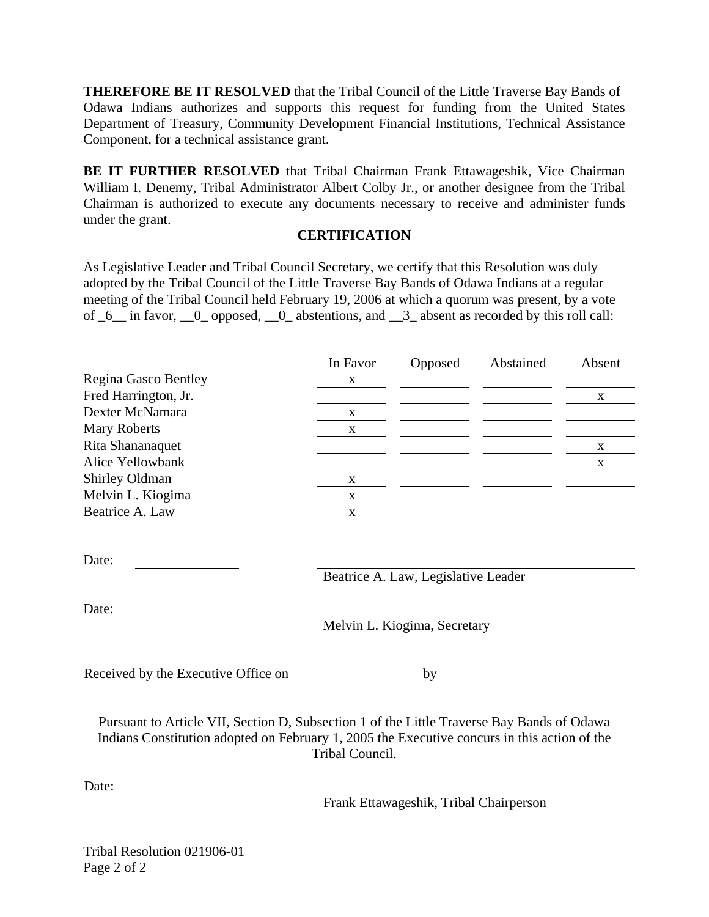**THEREFORE BE IT RESOLVED** that the Tribal Council of the Little Traverse Bay Bands of Odawa Indians authorizes and supports this request for funding from the United States Department of Treasury, Community Development Financial Institutions, Technical Assistance Component, for a technical assistance grant.

**BE IT FURTHER RESOLVED** that Tribal Chairman Frank Ettawageshik, Vice Chairman William I. Denemy, Tribal Administrator Albert Colby Jr., or another designee from the Tribal Chairman is authorized to execute any documents necessary to receive and administer funds under the grant.

## CERTIFICATION

As Legislative Leader and Tribal Council Secretary, we certify that this Resolution was duly adopted by the Tribal Council of the Little Traverse Bay Bands of Odawa Indians at a regular meeting of the Tribal Council held February 19, 2006 at which a quorum was present, by a vote of _6__ in favor, __0_ opposed, __0_ abstentions, and __3_ absent as recorded by this roll call:

| | In Favor | Opposed | Abstained | Absent |
|---|---|---|---|---|
| Regina Gasco Bentley | x | | | |
| Fred Harrington, Jr. | | | | x |
| Dexter McNamara | x | | | |
| Mary Roberts | x | | | |
| Rita Shananaquet | | | | x |
| Alice Yellowbank | | | | x |
| Shirley Oldman | x | | | |
| Melvin L. Kiogima | x | | | |
| Beatrice A. Law | x | | | |

Date: ______________ ______________________________
Beatrice A. Law, Legislative Leader

Date: ______________ ______________________________
Melvin L. Kiogima, Secretary

Received by the Executive Office on ______________ by ______________________

Pursuant to Article VII, Section D, Subsection 1 of the Little Traverse Bay Bands of Odawa Indians Constitution adopted on February 1, 2005 the Executive concurs in this action of the Tribal Council.

Date: ______________ ______________________________
Frank Ettawageshik, Tribal Chairperson

Tribal Resolution 021906-01